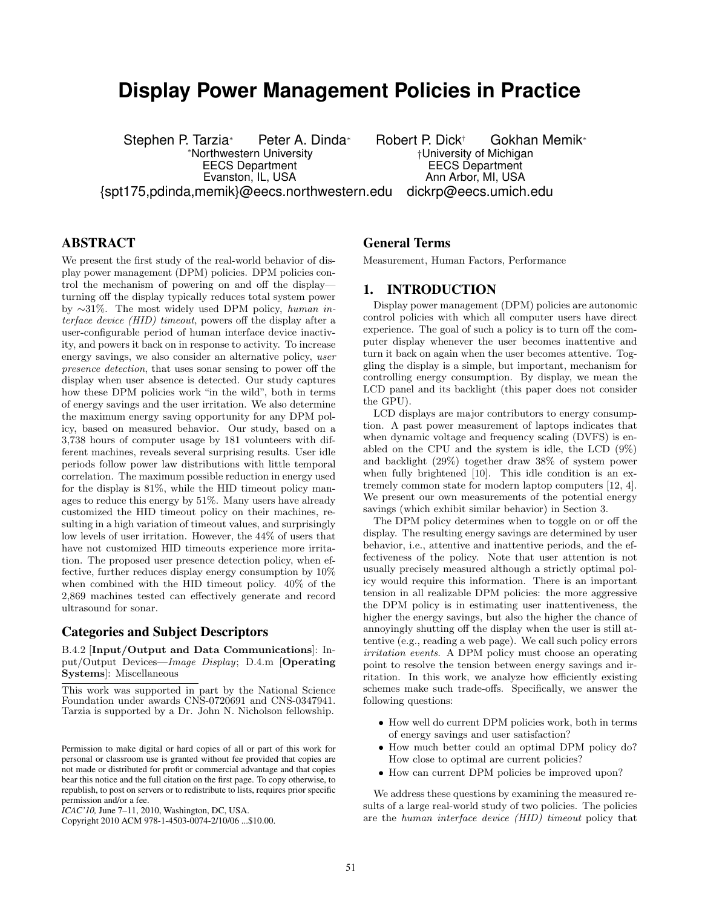# Display Power Management Policies in Practice

Stephen P. Tarzia* Peter A. Dinda* Robert P. Dick† Gokhan Memik*

*Northwestern University
EECS Department
Evanston, IL, USA
{spt175,pdinda,memik}@eecs.northwestern.edu

†University of Michigan
EECS Department
Ann Arbor, MI, USA
dickrp@eecs.umich.edu

## ABSTRACT

We present the first study of the real-world behavior of display power management (DPM) policies. DPM policies control the mechanism of powering on and off the display—turning off the display typically reduces total system power by ∼31%. The most widely used DPM policy, *human interface device (HID) timeout*, powers off the display after a user-configurable period of human interface device inactivity, and powers it back on in response to activity. To increase energy savings, we also consider an alternative policy, *user presence detection*, that uses sonar sensing to power off the display when user absence is detected. Our study captures how these DPM policies work "in the wild", both in terms of energy savings and the user irritation. We also determine the maximum energy saving opportunity for any DPM policy, based on measured behavior. Our study, based on a 3,738 hours of computer usage by 181 volunteers with different machines, reveals several surprising results. User idle periods follow power law distributions with little temporal correlation. The maximum possible reduction in energy used for the display is 81%, while the HID timeout policy manages to reduce this energy by 51%. Many users have already customized the HID timeout policy on their machines, resulting in a high variation of timeout values, and surprisingly low levels of user irritation. However, the 44% of users that have not customized HID timeouts experience more irritation. The proposed user presence detection policy, when effective, further reduces display energy consumption by 10% when combined with the HID timeout policy. 40% of the 2,869 machines tested can effectively generate and record ultrasound for sonar.

## Categories and Subject Descriptors

B.4.2 [**Input/Output and Data Communications**]: Input/Output Devices—*Image Display*; D.4.m [**Operating Systems**]: Miscellaneous

This work was supported in part by the National Science Foundation under awards CNS-0720691 and CNS-0347941. Tarzia is supported by a Dr. John N. Nicholson fellowship.

Permission to make digital or hard copies of all or part of this work for personal or classroom use is granted without fee provided that copies are not made or distributed for profit or commercial advantage and that copies bear this notice and the full citation on the first page. To copy otherwise, to republish, to post on servers or to redistribute to lists, requires prior specific permission and/or a fee.
*ICAC'10,* June 7–11, 2010, Washington, DC, USA.
Copyright 2010 ACM 978-1-4503-0074-2/10/06 ...$10.00.

## General Terms

Measurement, Human Factors, Performance

## 1. INTRODUCTION

Display power management (DPM) policies are autonomic control policies with which all computer users have direct experience. The goal of such a policy is to turn off the computer display whenever the user becomes inattentive and turn it back on again when the user becomes attentive. Toggling the display is a simple, but important, mechanism for controlling energy consumption. By display, we mean the LCD panel and its backlight (this paper does not consider the GPU).

LCD displays are major contributors to energy consumption. A past power measurement of laptops indicates that when dynamic voltage and frequency scaling (DVFS) is enabled on the CPU and the system is idle, the LCD (9%) and backlight (29%) together draw 38% of system power when fully brightened [10]. This idle condition is an extremely common state for modern laptop computers [12, 4]. We present our own measurements of the potential energy savings (which exhibit similar behavior) in Section 3.

The DPM policy determines when to toggle on or off the display. The resulting energy savings are determined by user behavior, i.e., attentive and inattentive periods, and the effectiveness of the policy. Note that user attention is not usually precisely measured although a strictly optimal policy would require this information. There is an important tension in all realizable DPM policies: the more aggressive the DPM policy is in estimating user inattentiveness, the higher the energy savings, but also the higher the chance of annoyingly shutting off the display when the user is still attentive (e.g., reading a web page). We call such policy errors *irritation events*. A DPM policy must choose an operating point to resolve the tension between energy savings and irritation. In this work, we analyze how efficiently existing schemes make such trade-offs. Specifically, we answer the following questions:

- How well do current DPM policies work, both in terms of energy savings and user satisfaction?
- How much better could an optimal DPM policy do? How close to optimal are current policies?
- How can current DPM policies be improved upon?

We address these questions by examining the measured results of a large real-world study of two policies. The policies are the *human interface device (HID) timeout* policy that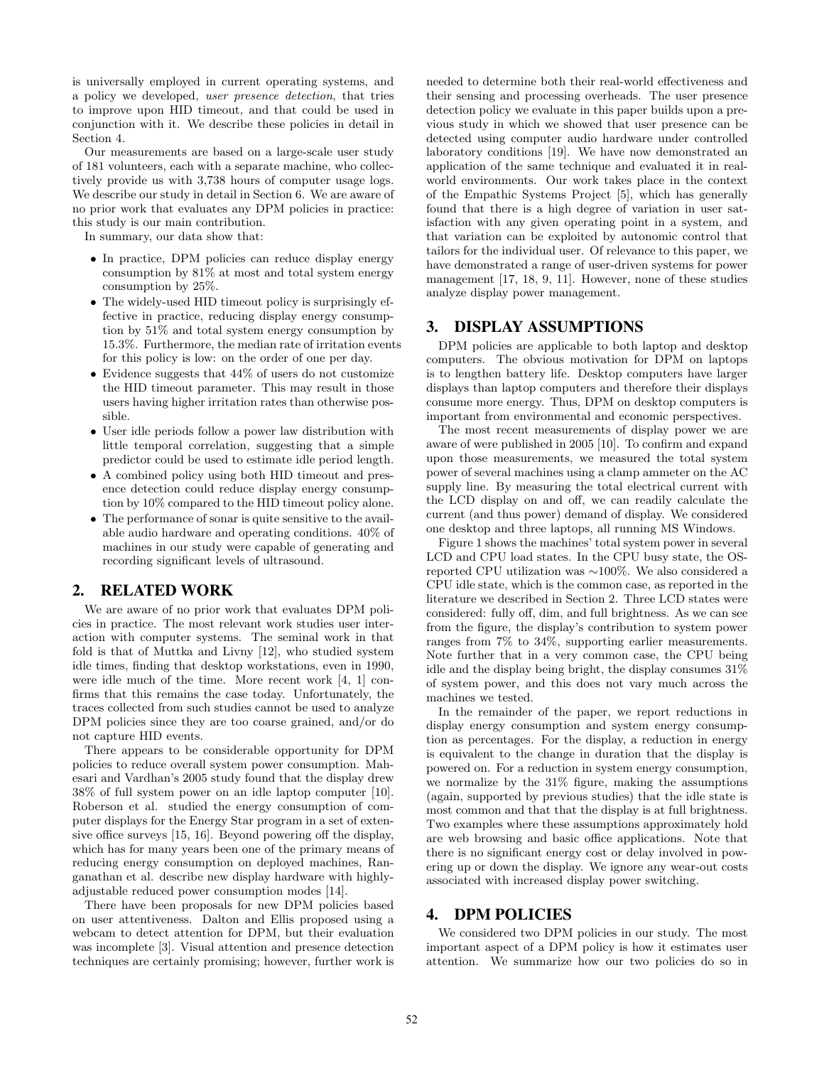is universally employed in current operating systems, and a policy we developed, *user presence detection*, that tries to improve upon HID timeout, and that could be used in conjunction with it. We describe these policies in detail in Section 4.

Our measurements are based on a large-scale user study of 181 volunteers, each with a separate machine, who collectively provide us with 3,738 hours of computer usage logs. We describe our study in detail in Section 6. We are aware of no prior work that evaluates any DPM policies in practice: this study is our main contribution.

In summary, our data show that:

- In practice, DPM policies can reduce display energy consumption by 81% at most and total system energy consumption by 25%.
- The widely-used HID timeout policy is surprisingly effective in practice, reducing display energy consumption by 51% and total system energy consumption by 15.3%. Furthermore, the median rate of irritation events for this policy is low: on the order of one per day.
- Evidence suggests that 44% of users do not customize the HID timeout parameter. This may result in those users having higher irritation rates than otherwise possible.
- User idle periods follow a power law distribution with little temporal correlation, suggesting that a simple predictor could be used to estimate idle period length.
- A combined policy using both HID timeout and presence detection could reduce display energy consumption by 10% compared to the HID timeout policy alone.
- The performance of sonar is quite sensitive to the available audio hardware and operating conditions. 40% of machines in our study were capable of generating and recording significant levels of ultrasound.

## 2. RELATED WORK

We are aware of no prior work that evaluates DPM policies in practice. The most relevant work studies user interaction with computer systems. The seminal work in that fold is that of Muttka and Livny [12], who studied system idle times, finding that desktop workstations, even in 1990, were idle much of the time. More recent work [4, 1] confirms that this remains the case today. Unfortunately, the traces collected from such studies cannot be used to analyze DPM policies since they are too coarse grained, and/or do not capture HID events.

There appears to be considerable opportunity for DPM policies to reduce overall system power consumption. Mahesari and Vardhan's 2005 study found that the display drew 38% of full system power on an idle laptop computer [10]. Roberson et al. studied the energy consumption of computer displays for the Energy Star program in a set of extensive office surveys [15, 16]. Beyond powering off the display, which has for many years been one of the primary means of reducing energy consumption on deployed machines, Ranganathan et al. describe new display hardware with highly-adjustable reduced power consumption modes [14].

There have been proposals for new DPM policies based on user attentiveness. Dalton and Ellis proposed using a webcam to detect attention for DPM, but their evaluation was incomplete [3]. Visual attention and presence detection techniques are certainly promising; however, further work is needed to determine both their real-world effectiveness and their sensing and processing overheads. The user presence detection policy we evaluate in this paper builds upon a previous study in which we showed that user presence can be detected using computer audio hardware under controlled laboratory conditions [19]. We have now demonstrated an application of the same technique and evaluated it in real-world environments. Our work takes place in the context of the Empathic Systems Project [5], which has generally found that there is a high degree of variation in user satisfaction with any given operating point in a system, and that variation can be exploited by autonomic control that tailors for the individual user. Of relevance to this paper, we have demonstrated a range of user-driven systems for power management [17, 18, 9, 11]. However, none of these studies analyze display power management.

## 3. DISPLAY ASSUMPTIONS

DPM policies are applicable to both laptop and desktop computers. The obvious motivation for DPM on laptops is to lengthen battery life. Desktop computers have larger displays than laptop computers and therefore their displays consume more energy. Thus, DPM on desktop computers is important from environmental and economic perspectives.

The most recent measurements of display power we are aware of were published in 2005 [10]. To confirm and expand upon those measurements, we measured the total system power of several machines using a clamp ammeter on the AC supply line. By measuring the total electrical current with the LCD display on and off, we can readily calculate the current (and thus power) demand of display. We considered one desktop and three laptops, all running MS Windows.

Figure 1 shows the machines' total system power in several LCD and CPU load states. In the CPU busy state, the OS-reported CPU utilization was ∼100%. We also considered a CPU idle state, which is the common case, as reported in the literature we described in Section 2. Three LCD states were considered: fully off, dim, and full brightness. As we can see from the figure, the display's contribution to system power ranges from 7% to 34%, supporting earlier measurements. Note further that in a very common case, the CPU being idle and the display being bright, the display consumes 31% of system power, and this does not vary much across the machines we tested.

In the remainder of the paper, we report reductions in display energy consumption and system energy consumption as percentages. For the display, a reduction in energy is equivalent to the change in duration that the display is powered on. For a reduction in system energy consumption, we normalize by the 31% figure, making the assumptions (again, supported by previous studies) that the idle state is most common and that that the display is at full brightness. Two examples where these assumptions approximately hold are web browsing and basic office applications. Note that there is no significant energy cost or delay involved in powering up or down the display. We ignore any wear-out costs associated with increased display power switching.

## 4. DPM POLICIES

We considered two DPM policies in our study. The most important aspect of a DPM policy is how it estimates user attention. We summarize how our two policies do so in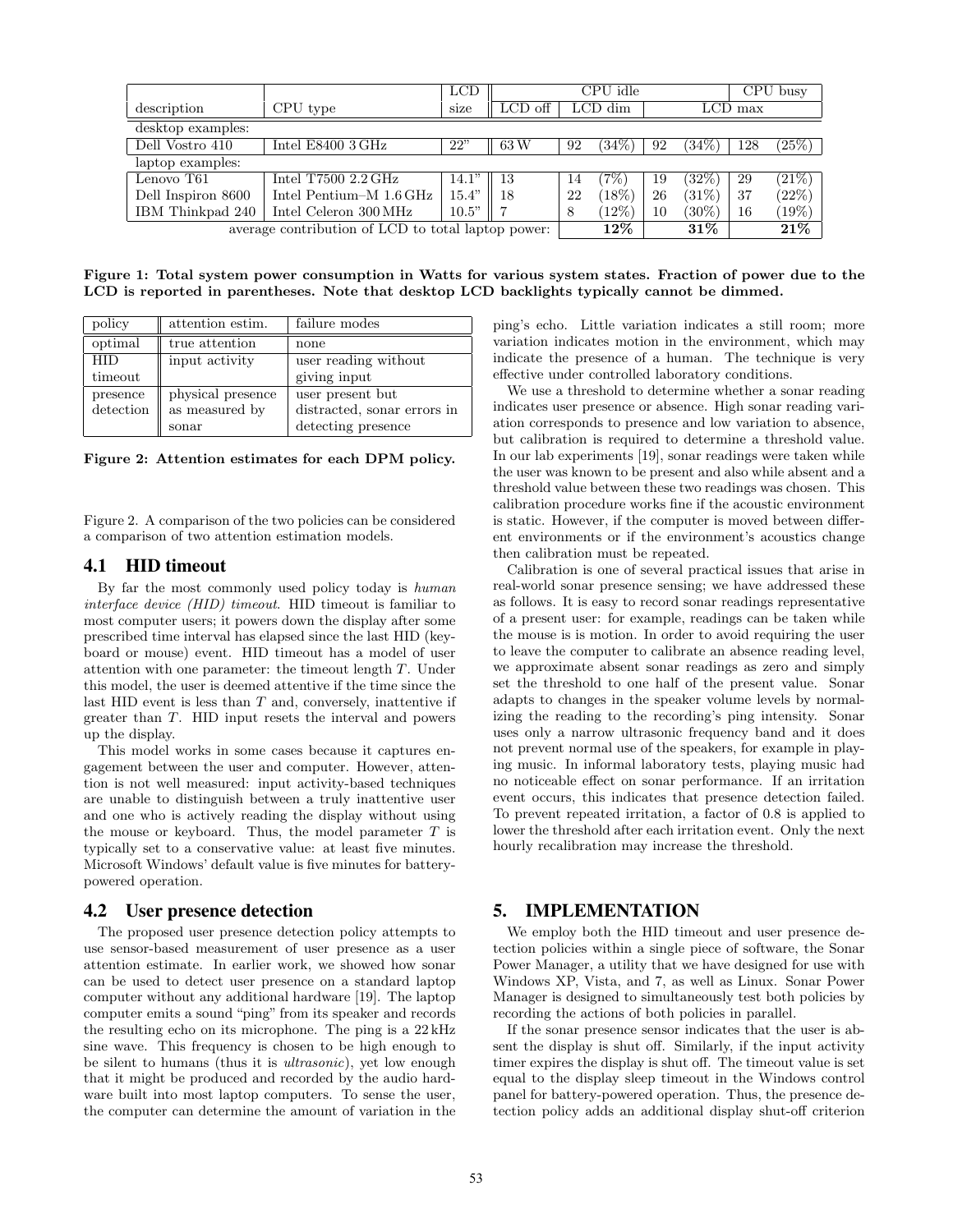| description | CPU type | LCD size | CPU idle LCD off | | CPU idle LCD dim | | CPU idle LCD max | CPU busy LCD max | |
|---|---|---|---|---|---|---|---|---|---|
| desktop examples: | | | | | | | | | |
| Dell Vostro 410 | Intel E8400 3 GHz | 22" | 63 W | 92 | (34%) | 92 | (34%) | 128 | (25%) |
| laptop examples: | | | | | | | | | |
| Lenovo T61 | Intel T7500 2.2 GHz | 14.1" | 13 | 14 | (7%) | 19 | (32%) | 29 | (21%) |
| Dell Inspiron 8600 | Intel Pentium–M 1.6 GHz | 15.4" | 18 | 22 | (18%) | 26 | (31%) | 37 | (22%) |
| IBM Thinkpad 240 | Intel Celeron 300 MHz | 10.5" | 7 | 8 | (12%) | 10 | (30%) | 16 | (19%) |
| average contribution of LCD to total laptop power: | | | | | **12%** | | **31%** | | **21%** |

**Figure 1: Total system power consumption in Watts for various system states. Fraction of power due to the LCD is reported in parentheses. Note that desktop LCD backlights typically cannot be dimmed.**

| policy | attention estim. | failure modes |
|---|---|---|
| optimal | true attention | none |
| HID timeout | input activity | user reading without giving input |
| presence detection | physical presence as measured by sonar | user present but distracted, sonar errors in detecting presence |

**Figure 2: Attention estimates for each DPM policy.**

Figure 2. A comparison of the two policies can be considered a comparison of two attention estimation models.

## 4.1 HID timeout

By far the most commonly used policy today is *human interface device (HID) timeout*. HID timeout is familiar to most computer users; it powers down the display after some prescribed time interval has elapsed since the last HID (keyboard or mouse) event. HID timeout has a model of user attention with one parameter: the timeout length $T$. Under this model, the user is deemed attentive if the time since the last HID event is less than $T$ and, conversely, inattentive if greater than $T$. HID input resets the interval and powers up the display.

This model works in some cases because it captures engagement between the user and computer. However, attention is not well measured: input activity-based techniques are unable to distinguish between a truly inattentive user and one who is actively reading the display without using the mouse or keyboard. Thus, the model parameter $T$ is typically set to a conservative value: at least five minutes. Microsoft Windows' default value is five minutes for battery-powered operation.

## 4.2 User presence detection

The proposed user presence detection policy attempts to use sensor-based measurement of user presence as a user attention estimate. In earlier work, we showed how sonar can be used to detect user presence on a standard laptop computer without any additional hardware [19]. The laptop computer emits a sound "ping" from its speaker and records the resulting echo on its microphone. The ping is a 22 kHz sine wave. This frequency is chosen to be high enough to be silent to humans (thus it is *ultrasonic*), yet low enough that it might be produced and recorded by the audio hardware built into most laptop computers. To sense the user, the computer can determine the amount of variation in the ping's echo. Little variation indicates a still room; more variation indicates motion in the environment, which may indicate the presence of a human. The technique is very effective under controlled laboratory conditions.

We use a threshold to determine whether a sonar reading indicates user presence or absence. High sonar reading variation corresponds to presence and low variation to absence, but calibration is required to determine a threshold value. In our lab experiments [19], sonar readings were taken while the user was known to be present and also while absent and a threshold value between these two readings was chosen. This calibration procedure works fine if the acoustic environment is static. However, if the computer is moved between different environments or if the environment's acoustics change then calibration must be repeated.

Calibration is one of several practical issues that arise in real-world sonar presence sensing; we have addressed these as follows. It is easy to record sonar readings representative of a present user: for example, readings can be taken while the mouse is is motion. In order to avoid requiring the user to leave the computer to calibrate an absence reading level, we approximate absent sonar readings as zero and simply set the threshold to one half of the present value. Sonar adapts to changes in the speaker volume levels by normalizing the reading to the recording's ping intensity. Sonar uses only a narrow ultrasonic frequency band and it does not prevent normal use of the speakers, for example in playing music. In informal laboratory tests, playing music had no noticeable effect on sonar performance. If an irritation event occurs, this indicates that presence detection failed. To prevent repeated irritation, a factor of 0.8 is applied to lower the threshold after each irritation event. Only the next hourly recalibration may increase the threshold.

# 5. IMPLEMENTATION

We employ both the HID timeout and user presence detection policies within a single piece of software, the Sonar Power Manager, a utility that we have designed for use with Windows XP, Vista, and 7, as well as Linux. Sonar Power Manager is designed to simultaneously test both policies by recording the actions of both policies in parallel.

If the sonar presence sensor indicates that the user is absent the display is shut off. Similarly, if the input activity timer expires the display is shut off. The timeout value is set equal to the display sleep timeout in the Windows control panel for battery-powered operation. Thus, the presence detection policy adds an additional display shut-off criterion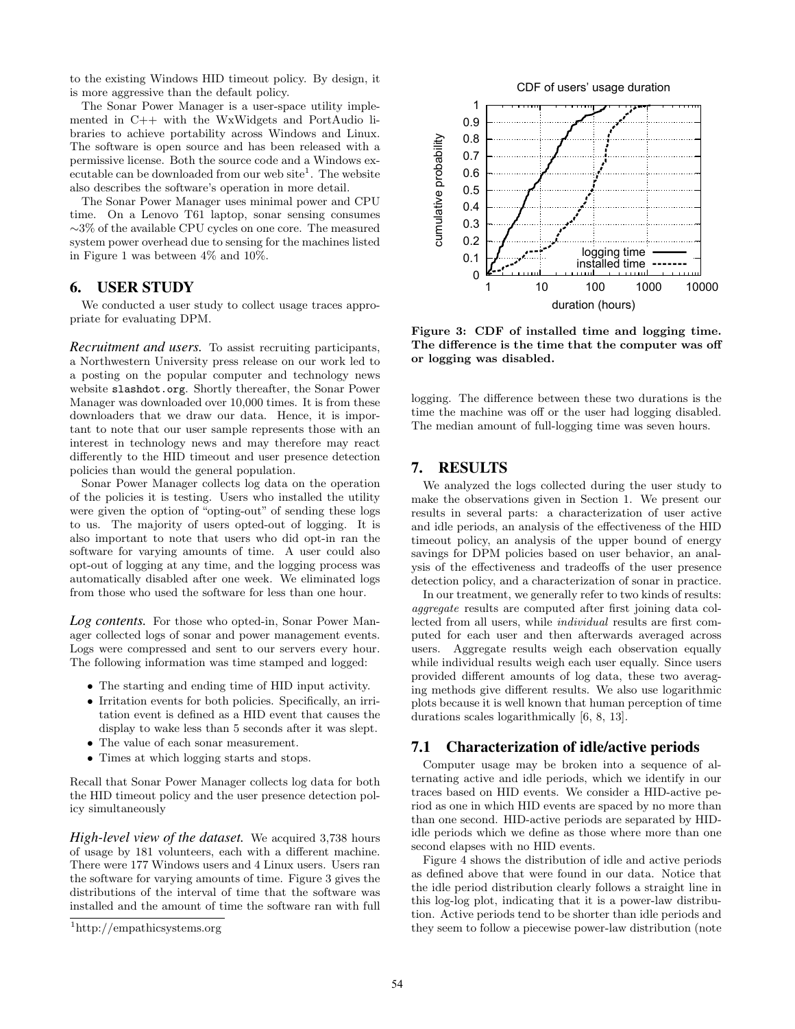to the existing Windows HID timeout policy. By design, it is more aggressive than the default policy.

The Sonar Power Manager is a user-space utility implemented in C++ with the WxWidgets and PortAudio libraries to achieve portability across Windows and Linux. The software is open source and has been released with a permissive license. Both the source code and a Windows executable can be downloaded from our web site[1]. The website also describes the software's operation in more detail.

The Sonar Power Manager uses minimal power and CPU time. On a Lenovo T61 laptop, sonar sensing consumes ∼3% of the available CPU cycles on one core. The measured system power overhead due to sensing for the machines listed in Figure 1 was between 4% and 10%.

## 6. USER STUDY

We conducted a user study to collect usage traces appropriate for evaluating DPM.

***Recruitment and users.*** To assist recruiting participants, a Northwestern University press release on our work led to a posting on the popular computer and technology news website `slashdot.org`. Shortly thereafter, the Sonar Power Manager was downloaded over 10,000 times. It is from these downloaders that we draw our data. Hence, it is important to note that our user sample represents those with an interest in technology news and may therefore may react differently to the HID timeout and user presence detection policies than would the general population.

Sonar Power Manager collects log data on the operation of the policies it is testing. Users who installed the utility were given the option of "opting-out" of sending these logs to us. The majority of users opted-out of logging. It is also important to note that users who did opt-in ran the software for varying amounts of time. A user could also opt-out of logging at any time, and the logging process was automatically disabled after one week. We eliminated logs from those who used the software for less than one hour.

***Log contents.*** For those who opted-in, Sonar Power Manager collected logs of sonar and power management events. Logs were compressed and sent to our servers every hour. The following information was time stamped and logged:

- The starting and ending time of HID input activity.
- Irritation events for both policies. Specifically, an irritation event is defined as a HID event that causes the display to wake less than 5 seconds after it was slept.
- The value of each sonar measurement.
- Times at which logging starts and stops.

Recall that Sonar Power Manager collects log data for both the HID timeout policy and the user presence detection policy simultaneously

***High-level view of the dataset.*** We acquired 3,738 hours of usage by 181 volunteers, each with a different machine. There were 177 Windows users and 4 Linux users. Users ran the software for varying amounts of time. Figure 3 gives the distributions of the interval of time that the software was installed and the amount of time the software ran with full logging. The difference between these two durations is the time the machine was off or the user had logging disabled. The median amount of full-logging time was seven hours.

[1]http://empathicsystems.org

CDF of users' usage duration

cumulative probability

duration (hours)

logging time
installed time

0
0.1
0.2
0.3
0.4
0.5
0.6
0.7
0.8
0.9
1

1
10
100
1000
10000

**Figure 3: CDF of installed time and logging time. The difference is the time that the computer was off or logging was disabled.**

## 7. RESULTS

We analyzed the logs collected during the user study to make the observations given in Section 1. We present our results in several parts: a characterization of user active and idle periods, an analysis of the effectiveness of the HID timeout policy, an analysis of the upper bound of energy savings for DPM policies based on user behavior, an analysis of the effectiveness and tradeoffs of the user presence detection policy, and a characterization of sonar in practice.

In our treatment, we generally refer to two kinds of results: *aggregate* results are computed after first joining data collected from all users, while *individual* results are first computed for each user and then afterwards averaged across users. Aggregate results weigh each observation equally while individual results weigh each user equally. Since users provided different amounts of log data, these two averaging methods give different results. We also use logarithmic plots because it is well known that human perception of time durations scales logarithmically [6, 8, 13].

### 7.1 Characterization of idle/active periods

Computer usage may be broken into a sequence of alternating active and idle periods, which we identify in our traces based on HID events. We consider a HID-active period as one in which HID events are spaced by no more than than one second. HID-active periods are separated by HID-idle periods which we define as those where more than one second elapses with no HID events.

Figure 4 shows the distribution of idle and active periods as defined above that were found in our data. Notice that the idle period distribution clearly follows a straight line in this log-log plot, indicating that it is a power-law distribution. Active periods tend to be shorter than idle periods and they seem to follow a piecewise power-law distribution (note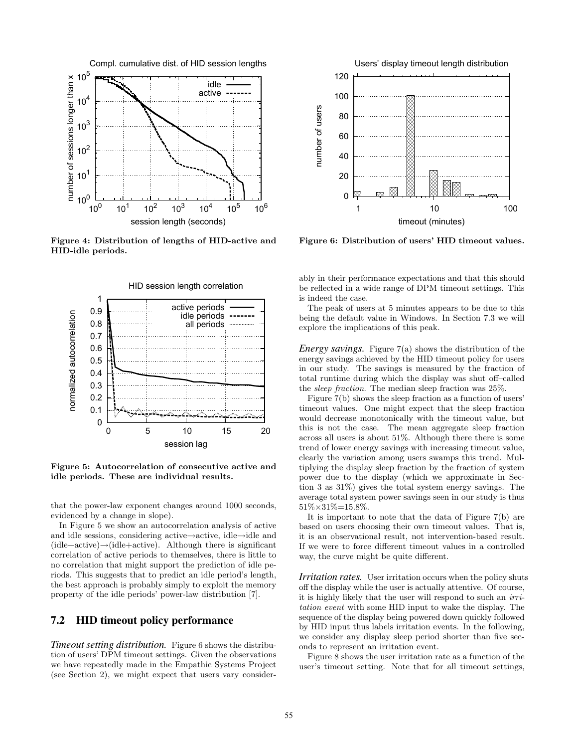Compl. cumulative dist. of HID session lengths

number of sessions longer than x

$10^0$ $10^1$ $10^2$ $10^3$ $10^4$ $10^5$

$10^0$ $10^1$ $10^2$ $10^3$ $10^4$ $10^5$ $10^6$

session length (seconds)

idle

active

**Figure 4: Distribution of lengths of HID-active and HID-idle periods.**

HID session length correlation

normalized autocorrelation

0 0.1 0.2 0.3 0.4 0.5 0.6 0.7 0.8 0.9 1

0 5 10 15 20

session lag

active periods

idle periods

all periods

**Figure 5: Autocorrelation of consecutive active and idle periods. These are individual results.**

that the power-law exponent changes around 1000 seconds, evidenced by a change in slope).

In Figure 5 we show an autocorrelation analysis of active and idle sessions, considering active→active, idle→idle and (idle+active)→(idle+active). Although there is significant correlation of active periods to themselves, there is little to no correlation that might support the prediction of idle periods. This suggests that to predict an idle period's length, the best approach is probably simply to exploit the memory property of the idle periods' power-law distribution [7].

## 7.2 HID timeout policy performance

***Timeout setting distribution.*** Figure 6 shows the distribution of users' DPM timeout settings. Given the observations we have repeatedly made in the Empathic Systems Project (see Section 2), we might expect that users vary considerably in their performance expectations and that this should be reflected in a wide range of DPM timeout settings. This is indeed the case.

Users' display timeout length distribution

number of users

0 20 40 60 80 100 120

1 10 100

timeout (minutes)

**Figure 6: Distribution of users' HID timeout values.**

The peak of users at 5 minutes appears to be due to this being the default value in Windows. In Section 7.3 we will explore the implications of this peak.

***Energy savings.*** Figure 7(a) shows the distribution of the energy savings achieved by the HID timeout policy for users in our study. The savings is measured by the fraction of total runtime during which the display was shut off–called the *sleep fraction*. The median sleep fraction was 25%.

Figure 7(b) shows the sleep fraction as a function of users' timeout values. One might expect that the sleep fraction would decrease monotonically with the timeout value, but this is not the case. The mean aggregate sleep fraction across all users is about 51%. Although there there is some trend of lower energy savings with increasing timeout value, clearly the variation among users swamps this trend. Multiplying the display sleep fraction by the fraction of system power due to the display (which we approximate in Section 3 as 31%) gives the total system energy savings. The average total system power savings seen in our study is thus 51%×31%=15.8%.

It is important to note that the data of Figure 7(b) are based on users choosing their own timeout values. That is, it is an observational result, not intervention-based result. If we were to force different timeout values in a controlled way, the curve might be quite different.

***Irritation rates.*** User irritation occurs when the policy shuts off the display while the user is actually attentive. Of course, it is highly likely that the user will respond to such an *irritation event* with some HID input to wake the display. The sequence of the display being powered down quickly followed by HID input thus labels irritation events. In the following, we consider any display sleep period shorter than five seconds to represent an irritation event.

Figure 8 shows the user irritation rate as a function of the user's timeout setting. Note that for all timeout settings,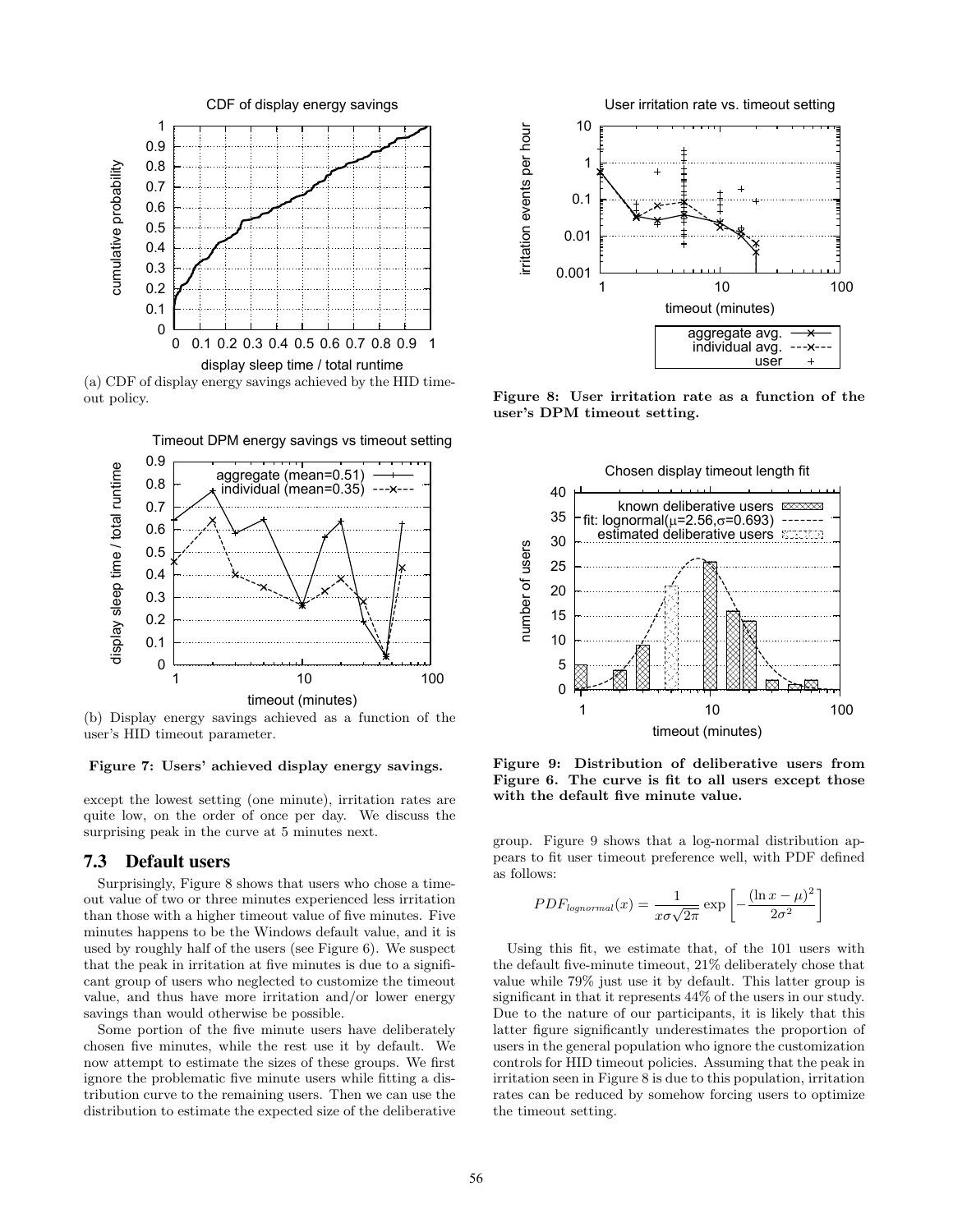CDF of display energy savings

cumulative probability

1
0.9
0.8
0.7
0.6
0.5
0.4
0.3
0.2
0.1
0

0 0.1 0.2 0.3 0.4 0.5 0.6 0.7 0.8 0.9 1

display sleep time / total runtime

(a) CDF of display energy savings achieved by the HID timeout policy.

Timeout DPM energy savings vs timeout setting

display sleep time / total runtime

aggregate (mean=0.51)
individual (mean=0.35)

0.9
0.8
0.7
0.6
0.5
0.4
0.3
0.2
0.1
0

1 10 100

timeout (minutes)

(b) Display energy savings achieved as a function of the user's HID timeout parameter.

**Figure 7: Users' achieved display energy savings.**

User irritation rate vs. timeout setting

irritation events per hour

10
1
0.1
0.01
0.001

1 10 100

timeout (minutes)

aggregate avg.
individual avg.
user

**Figure 8: User irritation rate as a function of the user's DPM timeout setting.**

Chosen display timeout length fit

number of users

known deliberative users
fit: lognormal(μ=2.56,σ=0.693)
estimated deliberative users

40
35
30
25
20
15
10
5
0

1 10 100

timeout (minutes)

**Figure 9: Distribution of deliberative users from Figure 6. The curve is fit to all users except those with the default five minute value.**

except the lowest setting (one minute), irritation rates are quite low, on the order of once per day. We discuss the surprising peak in the curve at 5 minutes next.

## 7.3 Default users

Surprisingly, Figure 8 shows that users who chose a timeout value of two or three minutes experienced less irritation than those with a higher timeout value of five minutes. Five minutes happens to be the Windows default value, and it is used by roughly half of the users (see Figure 6). We suspect that the peak in irritation at five minutes is due to a significant group of users who neglected to customize the timeout value, and thus have more irritation and/or lower energy savings than would otherwise be possible.

Some portion of the five minute users have deliberately chosen five minutes, while the rest use it by default. We now attempt to estimate the sizes of these groups. We first ignore the problematic five minute users while fitting a distribution curve to the remaining users. Then we can use the distribution to estimate the expected size of the deliberative group. Figure 9 shows that a log-normal distribution appears to fit user timeout preference well, with PDF defined as follows:

$$PDF_{lognormal}(x) = \frac{1}{x\sigma\sqrt{2\pi}} \exp\left[-\frac{(\ln x - \mu)^2}{2\sigma^2}\right]$$

Using this fit, we estimate that, of the 101 users with the default five-minute timeout, 21% deliberately chose that value while 79% just use it by default. This latter group is significant in that it represents 44% of the users in our study. Due to the nature of our participants, it is likely that this latter figure significantly underestimates the proportion of users in the general population who ignore the customization controls for HID timeout policies. Assuming that the peak in irritation seen in Figure 8 is due to this population, irritation rates can be reduced by somehow forcing users to optimize the timeout setting.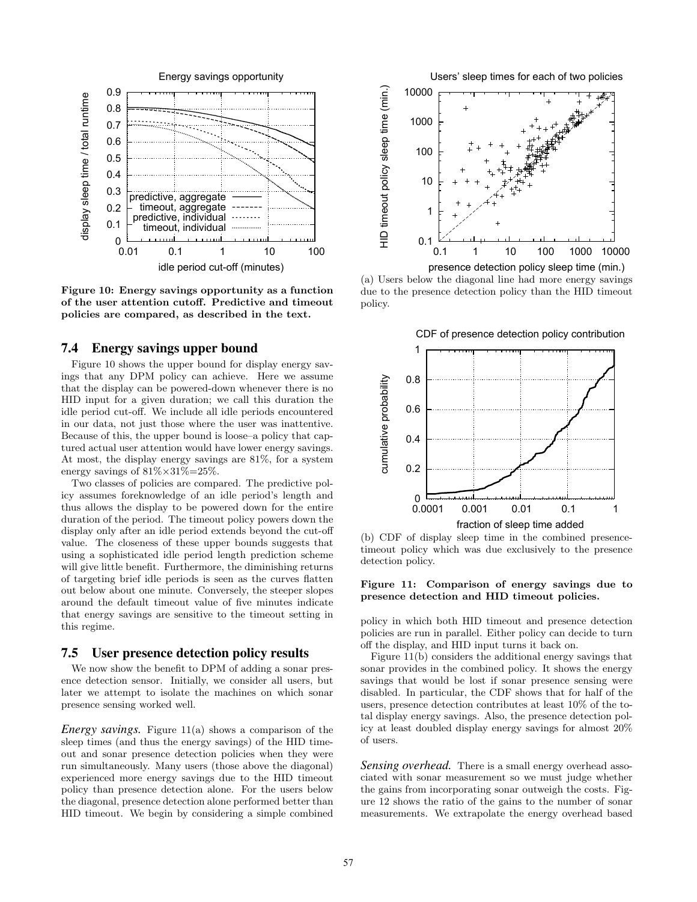Energy savings opportunity

display sleep time / total runtime

0.9
0.8
0.7
0.6
0.5
0.4
0.3
0.2
0.1
0

predictive, aggregate
timeout, aggregate
predictive, individual
timeout, individual

0.01 0.1 1 10 100

idle period cut-off (minutes)

**Figure 10: Energy savings opportunity as a function of the user attention cutoff. Predictive and timeout policies are compared, as described in the text.**

## 7.4 Energy savings upper bound

Figure 10 shows the upper bound for display energy savings that any DPM policy can achieve. Here we assume that the display can be powered-down whenever there is no HID input for a given duration; we call this duration the idle period cut-off. We include all idle periods encountered in our data, not just those where the user was inattentive. Because of this, the upper bound is loose–a policy that captured actual user attention would have lower energy savings. At most, the display energy savings are 81%, for a system energy savings of 81%×31%=25%.

Two classes of policies are compared. The predictive policy assumes foreknowledge of an idle period's length and thus allows the display to be powered down for the entire duration of the period. The timeout policy powers down the display only after an idle period extends beyond the cut-off value. The closeness of these upper bounds suggests that using a sophisticated idle period length prediction scheme will give little benefit. Furthermore, the diminishing returns of targeting brief idle periods is seen as the curves flatten out below about one minute. Conversely, the steeper slopes around the default timeout value of five minutes indicate that energy savings are sensitive to the timeout setting in this regime.

## 7.5 User presence detection policy results

We now show the benefit to DPM of adding a sonar presence detection sensor. Initially, we consider all users, but later we attempt to isolate the machines on which sonar presence sensing worked well.

***Energy savings.*** Figure 11(a) shows a comparison of the sleep times (and thus the energy savings) of the HID timeout and sonar presence detection policies when they were run simultaneously. Many users (those above the diagonal) experienced more energy savings due to the HID timeout policy than presence detection alone. For the users below the diagonal, presence detection alone performed better than HID timeout. We begin by considering a simple combined policy in which both HID timeout and presence detection policies are run in parallel. Either policy can decide to turn off the display, and HID input turns it back on.

Figure 11(b) considers the additional energy savings that sonar provides in the combined policy. It shows the energy savings that would be lost if sonar presence sensing were disabled. In particular, the CDF shows that for half of the users, presence detection contributes at least 10% of the total display energy savings. Also, the presence detection policy at least doubled display energy savings for almost 20% of users.

***Sensing overhead.*** There is a small energy overhead associated with sonar measurement so we must judge whether the gains from incorporating sonar outweigh the costs. Figure 12 shows the ratio of the gains to the number of sonar measurements. We extrapolate the energy overhead based

Users' sleep times for each of two policies

HID timeout policy sleep time (min.)

10000
1000
100
10
1
0.1

0.1 1 10 100 1000 10000

presence detection policy sleep time (min.)

(a) Users below the diagonal line had more energy savings due to the presence detection policy than the HID timeout policy.

CDF of presence detection policy contribution

cumulative probability

1
0.8
0.6
0.4
0.2
0

0.0001 0.001 0.01 0.1 1

fraction of sleep time added

(b) CDF of display sleep time in the combined presence-timeout policy which was due exclusively to the presence detection policy.

**Figure 11: Comparison of energy savings due to presence detection and HID timeout policies.**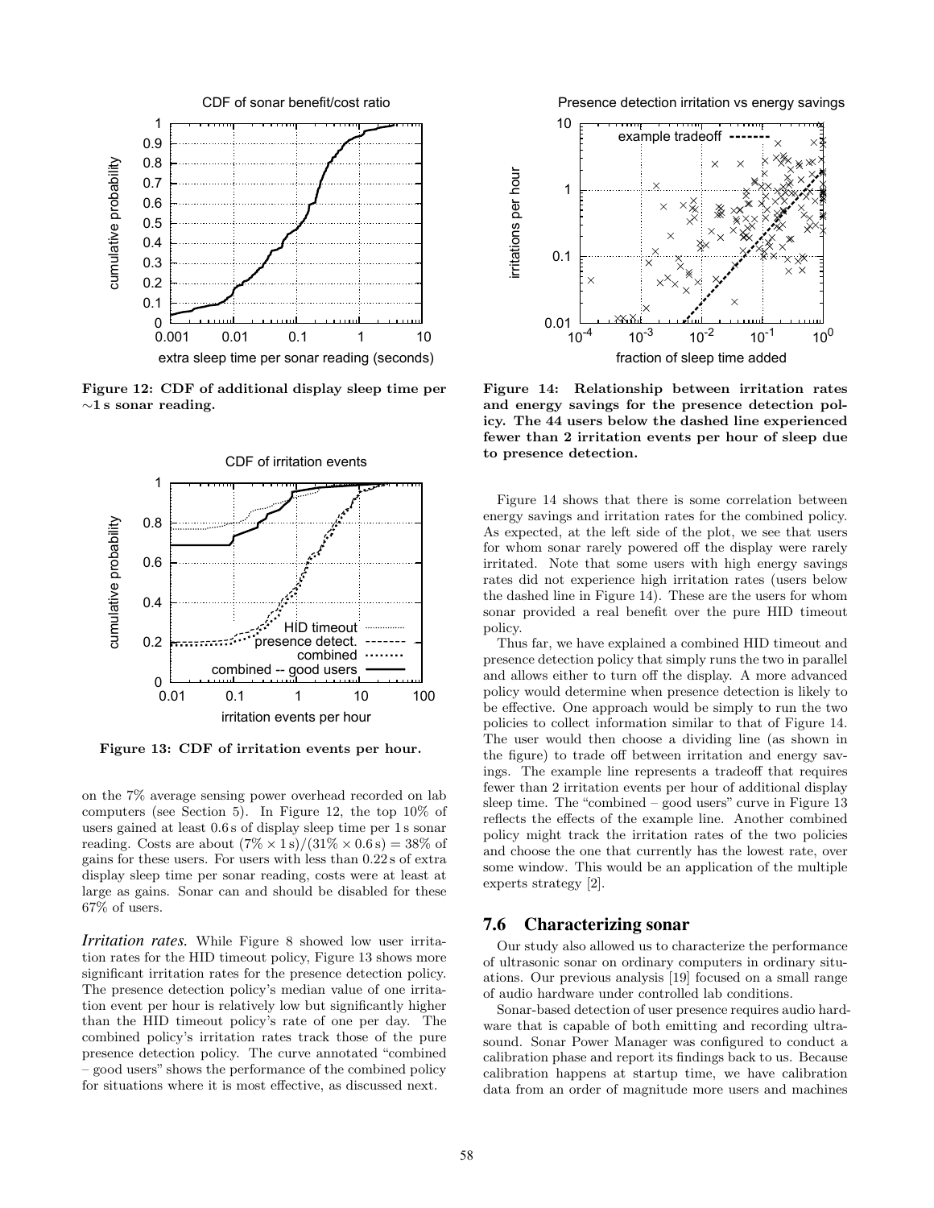CDF of sonar benefit/cost ratio

cumulative probability

extra sleep time per sonar reading (seconds)

0.001 0.01 0.1 1 10

0 0.1 0.2 0.3 0.4 0.5 0.6 0.7 0.8 0.9 1

**Figure 12: CDF of additional display sleep time per ∼1 s sonar reading.**

CDF of irritation events

cumulative probability

irritation events per hour

0.01 0.1 1 10 100

0 0.2 0.4 0.6 0.8 1

HID timeout
presence detect.
combined
combined -- good users

**Figure 13: CDF of irritation events per hour.**

on the 7% average sensing power overhead recorded on lab computers (see Section 5). In Figure 12, the top 10% of users gained at least 0.6 s of display sleep time per 1 s sonar reading. Costs are about $(7\% \times 1\,\text{s})/(31\% \times 0.6\,\text{s}) = 38\%$ of gains for these users. For users with less than 0.22 s of extra display sleep time per sonar reading, costs were at least at large as gains. Sonar can and should be disabled for these 67% of users.

***Irritation rates.*** While Figure 8 showed low user irritation rates for the HID timeout policy, Figure 13 shows more significant irritation rates for the presence detection policy. The presence detection policy's median value of one irritation event per hour is relatively low but significantly higher than the HID timeout policy's rate of one per day. The combined policy's irritation rates track those of the pure presence detection policy. The curve annotated "combined – good users" shows the performance of the combined policy for situations where it is most effective, as discussed next.

Presence detection irritation vs energy savings

irritations per hour

fraction of sleep time added

$10^{-4}$ $10^{-3}$ $10^{-2}$ $10^{-1}$ $10^{0}$

0.01 0.1 1 10

example tradeoff

**Figure 14: Relationship between irritation rates and energy savings for the presence detection policy. The 44 users below the dashed line experienced fewer than 2 irritation events per hour of sleep due to presence detection.**

Figure 14 shows that there is some correlation between energy savings and irritation rates for the combined policy. As expected, at the left side of the plot, we see that users for whom sonar rarely powered off the display were rarely irritated. Note that some users with high energy savings rates did not experience high irritation rates (users below the dashed line in Figure 14). These are the users for whom sonar provided a real benefit over the pure HID timeout policy.

Thus far, we have explained a combined HID timeout and presence detection policy that simply runs the two in parallel and allows either to turn off the display. A more advanced policy would determine when presence detection is likely to be effective. One approach would be simply to run the two policies to collect information similar to that of Figure 14. The user would then choose a dividing line (as shown in the figure) to trade off between irritation and energy savings. The example line represents a tradeoff that requires fewer than 2 irritation events per hour of additional display sleep time. The "combined – good users" curve in Figure 13 reflects the effects of the example line. Another combined policy might track the irritation rates of the two policies and choose the one that currently has the lowest rate, over some window. This would be an application of the multiple experts strategy [2].

## 7.6 Characterizing sonar

Our study also allowed us to characterize the performance of ultrasonic sonar on ordinary computers in ordinary situations. Our previous analysis [19] focused on a small range of audio hardware under controlled lab conditions.

Sonar-based detection of user presence requires audio hardware that is capable of both emitting and recording ultrasound. Sonar Power Manager was configured to conduct a calibration phase and report its findings back to us. Because calibration happens at startup time, we have calibration data from an order of magnitude more users and machines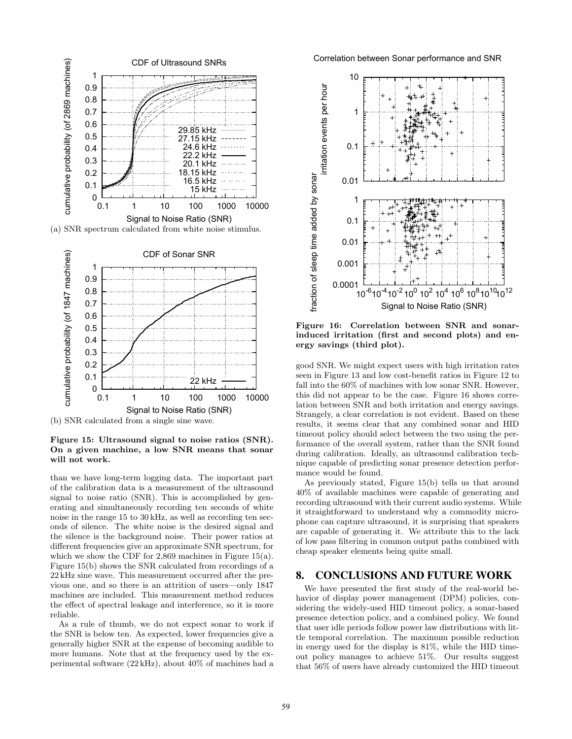CDF of Ultrasound SNRs

cumulative probability (of 2869 machines)

Signal to Noise Ratio (SNR)

0.1 1 10 100 1000 10000

0 0.1 0.2 0.3 0.4 0.5 0.6 0.7 0.8 0.9 1

29.85 kHz
27.15 kHz
24.6 kHz
22.2 kHz
20.1 kHz
18.15 kHz
16.5 kHz
15 kHz

(a) SNR spectrum calculated from white noise stimulus.

CDF of Sonar SNR

cumulative probability (of 1847 machines)

Signal to Noise Ratio (SNR)

0.1 1 10 100 1000 10000

0 0.1 0.2 0.3 0.4 0.5 0.6 0.7 0.8 0.9 1

22 kHz

(b) SNR calculated from a single sine wave.

**Figure 15: Ultrasound signal to noise ratios (SNR). On a given machine, a low SNR means that sonar will not work.**

than we have long-term logging data. The important part of the calibration data is a measurement of the ultrasound signal to noise ratio (SNR). This is accomplished by generating and simultaneously recording ten seconds of white noise in the range 15 to 30 kHz, as well as recording ten seconds of silence. The white noise is the desired signal and the silence is the background noise. Their power ratios at different frequencies give an approximate SNR spectrum, for which we show the CDF for 2,869 machines in Figure 15(a). Figure 15(b) shows the SNR calculated from recordings of a 22 kHz sine wave. This measurement occurred after the previous one, and so there is an attrition of users—only 1847 machines are included. This measurement method reduces the effect of spectral leakage and interference, so it is more reliable.

As a rule of thumb, we do not expect sonar to work if the SNR is below ten. As expected, lower frequencies give a generally higher SNR at the expense of becoming audible to more humans. Note that at the frequency used by the experimental software (22 kHz), about 40% of machines had a

Correlation between Sonar performance and SNR

irritation events per hour

0.01 0.1 1 10

fraction of sleep time added by sonar

0.0001 0.001 0.01 0.1 1

Signal to Noise Ratio (SNR)

$10^{-6}$ $10^{-4}$ $10^{-2}$ $10^{0}$ $10^{2}$ $10^{4}$ $10^{6}$ $10^{8}$ $10^{10}$ $10^{12}$

**Figure 16: Correlation between SNR and sonar-induced irritation (first and second plots) and energy savings (third plot).**

good SNR. We might expect users with high irritation rates seen in Figure 13 and low cost-benefit ratios in Figure 12 to fall into the 60% of machines with low sonar SNR. However, this did not appear to be the case. Figure 16 shows correlation between SNR and both irritation and energy savings. Strangely, a clear correlation is not evident. Based on these results, it seems clear that any combined sonar and HID timeout policy should select between the two using the performance of the overall system, rather than the SNR found during calibration. Ideally, an ultrasound calibration technique capable of predicting sonar presence detection performance would be found.

As previously stated, Figure 15(b) tells us that around 40% of available machines were capable of generating and recording ultrasound with their current audio systems. While it straightforward to understand why a commodity microphone can capture ultrasound, it is surprising that speakers are capable of generating it. We attribute this to the lack of low pass filtering in common output paths combined with cheap speaker elements being quite small.

## 8. CONCLUSIONS AND FUTURE WORK

We have presented the first study of the real-world behavior of display power management (DPM) policies, considering the widely-used HID timeout policy, a sonar-based presence detection policy, and a combined policy. We found that user idle periods follow power law distributions with little temporal correlation. The maximum possible reduction in energy used for the display is 81%, while the HID timeout policy manages to achieve 51%. Our results suggest that 56% of users have already customized the HID timeout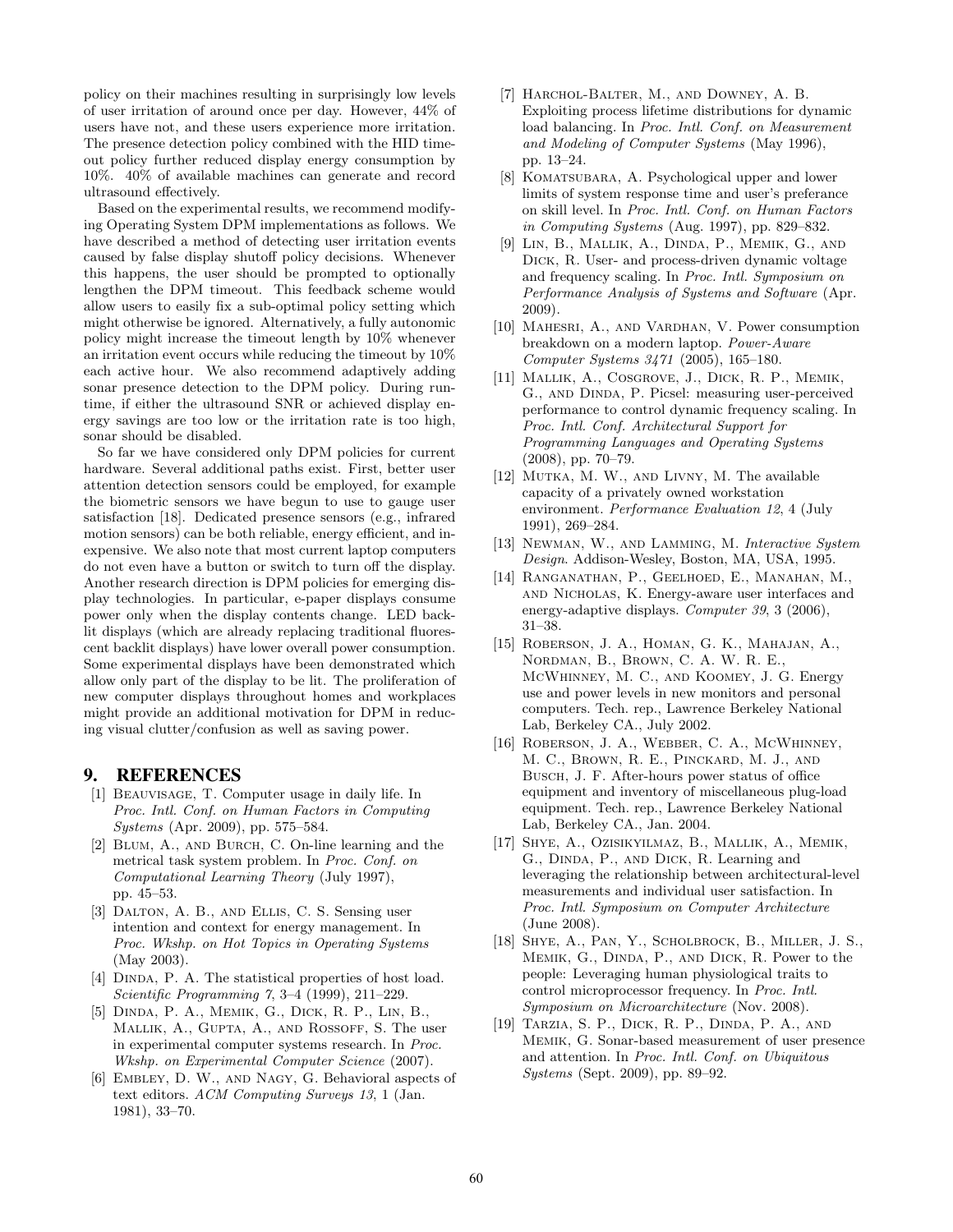policy on their machines resulting in surprisingly low levels of user irritation of around once per day. However, 44% of users have not, and these users experience more irritation. The presence detection policy combined with the HID timeout policy further reduced display energy consumption by 10%. 40% of available machines can generate and record ultrasound effectively.

Based on the experimental results, we recommend modifying Operating System DPM implementations as follows. We have described a method of detecting user irritation events caused by false display shutoff policy decisions. Whenever this happens, the user should be prompted to optionally lengthen the DPM timeout. This feedback scheme would allow users to easily fix a sub-optimal policy setting which might otherwise be ignored. Alternatively, a fully autonomic policy might increase the timeout length by 10% whenever an irritation event occurs while reducing the timeout by 10% each active hour. We also recommend adaptively adding sonar presence detection to the DPM policy. During runtime, if either the ultrasound SNR or achieved display energy savings are too low or the irritation rate is too high, sonar should be disabled.

So far we have considered only DPM policies for current hardware. Several additional paths exist. First, better user attention detection sensors could be employed, for example the biometric sensors we have begun to use to gauge user satisfaction [18]. Dedicated presence sensors (e.g., infrared motion sensors) can be both reliable, energy efficient, and inexpensive. We also note that most current laptop computers do not even have a button or switch to turn off the display. Another research direction is DPM policies for emerging display technologies. In particular, e-paper displays consume power only when the display contents change. LED backlit displays (which are already replacing traditional fluorescent backlit displays) have lower overall power consumption. Some experimental displays have been demonstrated which allow only part of the display to be lit. The proliferation of new computer displays throughout homes and workplaces might provide an additional motivation for DPM in reducing visual clutter/confusion as well as saving power.

# 9. REFERENCES

[1] Beauvisage, T. Computer usage in daily life. In *Proc. Intl. Conf. on Human Factors in Computing Systems* (Apr. 2009), pp. 575–584.

[2] Blum, A., and Burch, C. On-line learning and the metrical task system problem. In *Proc. Conf. on Computational Learning Theory* (July 1997), pp. 45–53.

[3] Dalton, A. B., and Ellis, C. S. Sensing user intention and context for energy management. In *Proc. Wkshp. on Hot Topics in Operating Systems* (May 2003).

[4] Dinda, P. A. The statistical properties of host load. *Scientific Programming 7*, 3–4 (1999), 211–229.

[5] Dinda, P. A., Memik, G., Dick, R. P., Lin, B., Mallik, A., Gupta, A., and Rossoff, S. The user in experimental computer systems research. In *Proc. Wkshp. on Experimental Computer Science* (2007).

[6] Embley, D. W., and Nagy, G. Behavioral aspects of text editors. *ACM Computing Surveys 13*, 1 (Jan. 1981), 33–70.

[7] Harchol-Balter, M., and Downey, A. B. Exploiting process lifetime distributions for dynamic load balancing. In *Proc. Intl. Conf. on Measurement and Modeling of Computer Systems* (May 1996), pp. 13–24.

[8] Komatsubara, A. Psychological upper and lower limits of system response time and user's preferance on skill level. In *Proc. Intl. Conf. on Human Factors in Computing Systems* (Aug. 1997), pp. 829–832.

[9] Lin, B., Mallik, A., Dinda, P., Memik, G., and Dick, R. User- and process-driven dynamic voltage and frequency scaling. In *Proc. Intl. Symposium on Performance Analysis of Systems and Software* (Apr. 2009).

[10] Mahesri, A., and Vardhan, V. Power consumption breakdown on a modern laptop. *Power-Aware Computer Systems 3471* (2005), 165–180.

[11] Mallik, A., Cosgrove, J., Dick, R. P., Memik, G., and Dinda, P. Picsel: measuring user-perceived performance to control dynamic frequency scaling. In *Proc. Intl. Conf. Architectural Support for Programming Languages and Operating Systems* (2008), pp. 70–79.

[12] Mutka, M. W., and Livny, M. The available capacity of a privately owned workstation environment. *Performance Evaluation 12*, 4 (July 1991), 269–284.

[13] Newman, W., and Lamming, M. *Interactive System Design*. Addison-Wesley, Boston, MA, USA, 1995.

[14] Ranganathan, P., Geelhoed, E., Manahan, M., and Nicholas, K. Energy-aware user interfaces and energy-adaptive displays. *Computer 39*, 3 (2006), 31–38.

[15] Roberson, J. A., Homan, G. K., Mahajan, A., Nordman, B., Brown, C. A. W. R. E., McWhinney, M. C., and Koomey, J. G. Energy use and power levels in new monitors and personal computers. Tech. rep., Lawrence Berkeley National Lab, Berkeley CA., July 2002.

[16] Roberson, J. A., Webber, C. A., McWhinney, M. C., Brown, R. E., Pinckard, M. J., and Busch, J. F. After-hours power status of office equipment and inventory of miscellaneous plug-load equipment. Tech. rep., Lawrence Berkeley National Lab, Berkeley CA., Jan. 2004.

[17] Shye, A., Ozisikyilmaz, B., Mallik, A., Memik, G., Dinda, P., and Dick, R. Learning and leveraging the relationship between architectural-level measurements and individual user satisfaction. In *Proc. Intl. Symposium on Computer Architecture* (June 2008).

[18] Shye, A., Pan, Y., Scholbrock, B., Miller, J. S., Memik, G., Dinda, P., and Dick, R. Power to the people: Leveraging human physiological traits to control microprocessor frequency. In *Proc. Intl. Symposium on Microarchitecture* (Nov. 2008).

[19] Tarzia, S. P., Dick, R. P., Dinda, P. A., and Memik, G. Sonar-based measurement of user presence and attention. In *Proc. Intl. Conf. on Ubiquitous Systems* (Sept. 2009), pp. 89–92.